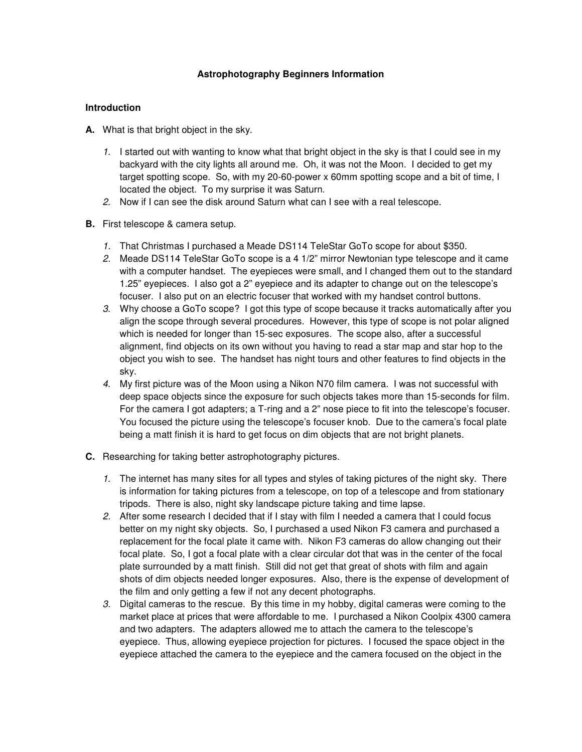# Astrophotography Beginners Information

## Introduction

**A.** What is that bright object in the sky.

1. I started out with wanting to know what that bright object in the sky is that I could see in my backyard with the city lights all around me. Oh, it was not the Moon. I decided to get my target spotting scope. So, with my 20-60-power x 60mm spotting scope and a bit of time, I located the object. To my surprise it was Saturn.
2. Now if I can see the disk around Saturn what can I see with a real telescope.

**B.** First telescope & camera setup.

1. That Christmas I purchased a Meade DS114 TeleStar GoTo scope for about $350.
2. Meade DS114 TeleStar GoTo scope is a 4 1/2" mirror Newtonian type telescope and it came with a computer handset. The eyepieces were small, and I changed them out to the standard 1.25" eyepieces. I also got a 2" eyepiece and its adapter to change out on the telescope's focuser. I also put on an electric focuser that worked with my handset control buttons.
3. Why choose a GoTo scope? I got this type of scope because it tracks automatically after you align the scope through several procedures. However, this type of scope is not polar aligned which is needed for longer than 15-sec exposures. The scope also, after a successful alignment, find objects on its own without you having to read a star map and star hop to the object you wish to see. The handset has night tours and other features to find objects in the sky.
4. My first picture was of the Moon using a Nikon N70 film camera. I was not successful with deep space objects since the exposure for such objects takes more than 15-seconds for film. For the camera I got adapters; a T-ring and a 2" nose piece to fit into the telescope's focuser. You focused the picture using the telescope's focuser knob. Due to the camera's focal plate being a matt finish it is hard to get focus on dim objects that are not bright planets.

**C.** Researching for taking better astrophotography pictures.

1. The internet has many sites for all types and styles of taking pictures of the night sky. There is information for taking pictures from a telescope, on top of a telescope and from stationary tripods. There is also, night sky landscape picture taking and time lapse.
2. After some research I decided that if I stay with film I needed a camera that I could focus better on my night sky objects. So, I purchased a used Nikon F3 camera and purchased a replacement for the focal plate it came with. Nikon F3 cameras do allow changing out their focal plate. So, I got a focal plate with a clear circular dot that was in the center of the focal plate surrounded by a matt finish. Still did not get that great of shots with film and again shots of dim objects needed longer exposures. Also, there is the expense of development of the film and only getting a few if not any decent photographs.
3. Digital cameras to the rescue. By this time in my hobby, digital cameras were coming to the market place at prices that were affordable to me. I purchased a Nikon Coolpix 4300 camera and two adapters. The adapters allowed me to attach the camera to the telescope's eyepiece. Thus, allowing eyepiece projection for pictures. I focused the space object in the eyepiece attached the camera to the eyepiece and the camera focused on the object in the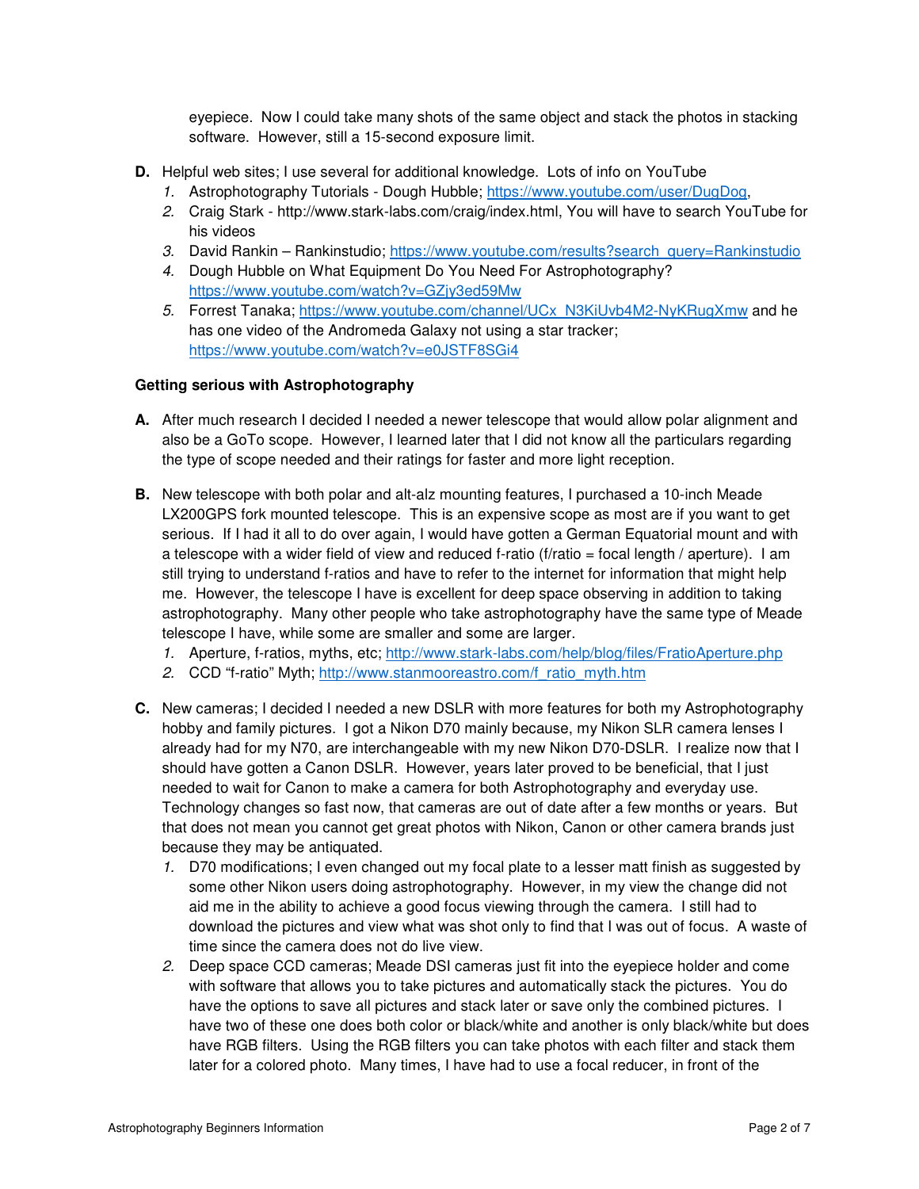eyepiece. Now I could take many shots of the same object and stack the photos in stacking software. However, still a 15-second exposure limit.

**D.** Helpful web sites; I use several for additional knowledge. Lots of info on YouTube

1. Astrophotography Tutorials - Dough Hubble; https://www.youtube.com/user/DugDog,
2. Craig Stark - http://www.stark-labs.com/craig/index.html, You will have to search YouTube for his videos
3. David Rankin – Rankinstudio; https://www.youtube.com/results?search_query=Rankinstudio
4. Dough Hubble on What Equipment Do You Need For Astrophotography? https://www.youtube.com/watch?v=GZjy3ed59Mw
5. Forrest Tanaka; https://www.youtube.com/channel/UCx_N3KiUvb4M2-NyKRugXmw and he has one video of the Andromeda Galaxy not using a star tracker; https://www.youtube.com/watch?v=e0JSTF8SGi4

**Getting serious with Astrophotography**

**A.** After much research I decided I needed a newer telescope that would allow polar alignment and also be a GoTo scope. However, I learned later that I did not know all the particulars regarding the type of scope needed and their ratings for faster and more light reception.

**B.** New telescope with both polar and alt-alz mounting features, I purchased a 10-inch Meade LX200GPS fork mounted telescope. This is an expensive scope as most are if you want to get serious. If I had it all to do over again, I would have gotten a German Equatorial mount and with a telescope with a wider field of view and reduced f-ratio (f/ratio = focal length / aperture). I am still trying to understand f-ratios and have to refer to the internet for information that might help me. However, the telescope I have is excellent for deep space observing in addition to taking astrophotography. Many other people who take astrophotography have the same type of Meade telescope I have, while some are smaller and some are larger.

1. Aperture, f-ratios, myths, etc; http://www.stark-labs.com/help/blog/files/FratioAperture.php
2. CCD "f-ratio" Myth; http://www.stanmooreastro.com/f_ratio_myth.htm

**C.** New cameras; I decided I needed a new DSLR with more features for both my Astrophotography hobby and family pictures. I got a Nikon D70 mainly because, my Nikon SLR camera lenses I already had for my N70, are interchangeable with my new Nikon D70-DSLR. I realize now that I should have gotten a Canon DSLR. However, years later proved to be beneficial, that I just needed to wait for Canon to make a camera for both Astrophotography and everyday use. Technology changes so fast now, that cameras are out of date after a few months or years. But that does not mean you cannot get great photos with Nikon, Canon or other camera brands just because they may be antiquated.

1. D70 modifications; I even changed out my focal plate to a lesser matt finish as suggested by some other Nikon users doing astrophotography. However, in my view the change did not aid me in the ability to achieve a good focus viewing through the camera. I still had to download the pictures and view what was shot only to find that I was out of focus. A waste of time since the camera does not do live view.
2. Deep space CCD cameras; Meade DSI cameras just fit into the eyepiece holder and come with software that allows you to take pictures and automatically stack the pictures. You do have the options to save all pictures and stack later or save only the combined pictures. I have two of these one does both color or black/white and another is only black/white but does have RGB filters. Using the RGB filters you can take photos with each filter and stack them later for a colored photo. Many times, I have had to use a focal reducer, in front of the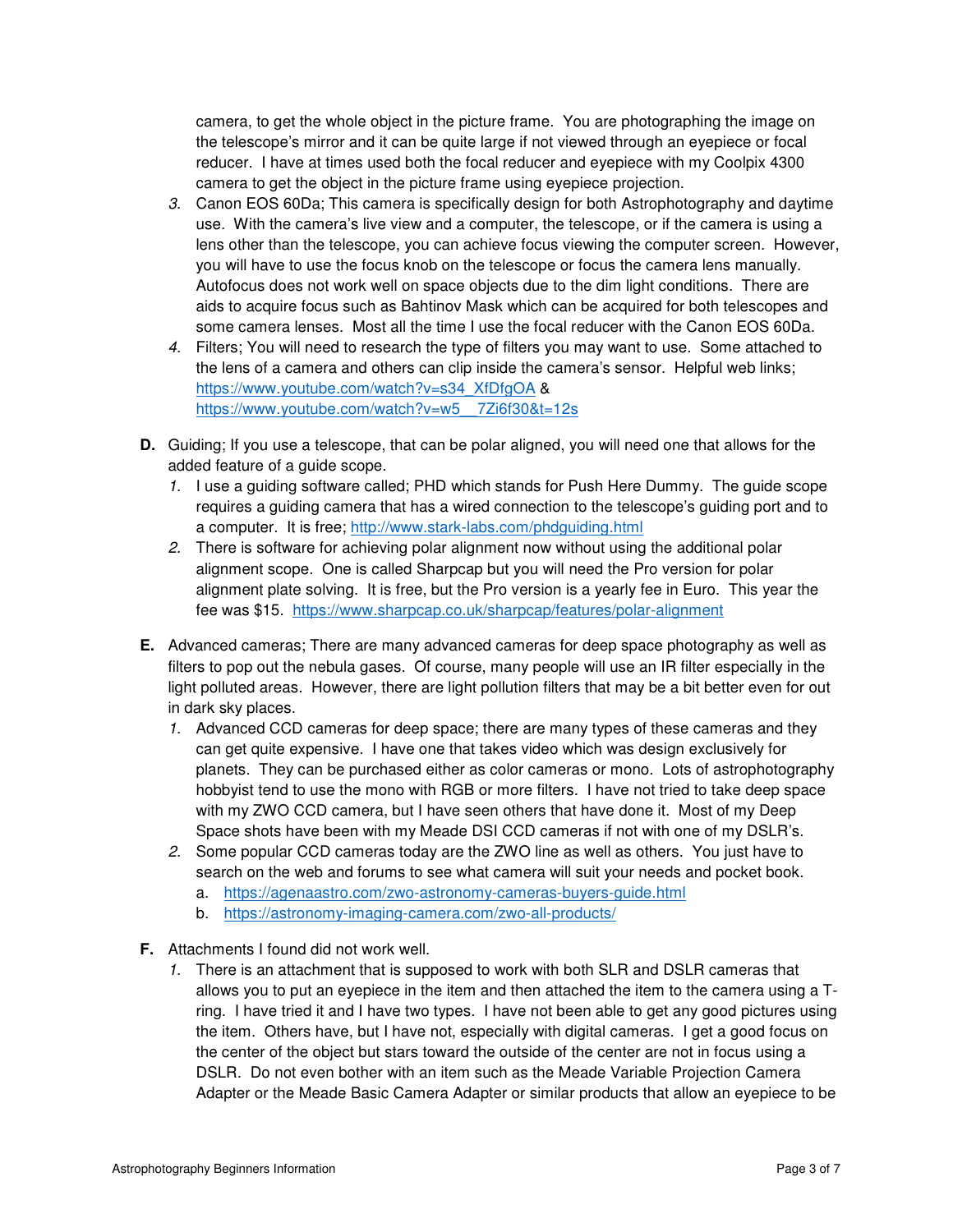camera, to get the whole object in the picture frame. You are photographing the image on the telescope's mirror and it can be quite large if not viewed through an eyepiece or focal reducer. I have at times used both the focal reducer and eyepiece with my Coolpix 4300 camera to get the object in the picture frame using eyepiece projection.

3. Canon EOS 60Da; This camera is specifically design for both Astrophotography and daytime use. With the camera's live view and a computer, the telescope, or if the camera is using a lens other than the telescope, you can achieve focus viewing the computer screen. However, you will have to use the focus knob on the telescope or focus the camera lens manually. Autofocus does not work well on space objects due to the dim light conditions. There are aids to acquire focus such as Bahtinov Mask which can be acquired for both telescopes and some camera lenses. Most all the time I use the focal reducer with the Canon EOS 60Da.
4. Filters; You will need to research the type of filters you may want to use. Some attached to the lens of a camera and others can clip inside the camera's sensor. Helpful web links; https://www.youtube.com/watch?v=s34_XfDfgOA & https://www.youtube.com/watch?v=w5__7Zi6f30&t=12s

**D.** Guiding; If you use a telescope, that can be polar aligned, you will need one that allows for the added feature of a guide scope.

1. I use a guiding software called; PHD which stands for Push Here Dummy. The guide scope requires a guiding camera that has a wired connection to the telescope's guiding port and to a computer. It is free; http://www.stark-labs.com/phdguiding.html
2. There is software for achieving polar alignment now without using the additional polar alignment scope. One is called Sharpcap but you will need the Pro version for polar alignment plate solving. It is free, but the Pro version is a yearly fee in Euro. This year the fee was $15. https://www.sharpcap.co.uk/sharpcap/features/polar-alignment

**E.** Advanced cameras; There are many advanced cameras for deep space photography as well as filters to pop out the nebula gases. Of course, many people will use an IR filter especially in the light polluted areas. However, there are light pollution filters that may be a bit better even for out in dark sky places.

1. Advanced CCD cameras for deep space; there are many types of these cameras and they can get quite expensive. I have one that takes video which was design exclusively for planets. They can be purchased either as color cameras or mono. Lots of astrophotography hobbyist tend to use the mono with RGB or more filters. I have not tried to take deep space with my ZWO CCD camera, but I have seen others that have done it. Most of my Deep Space shots have been with my Meade DSI CCD cameras if not with one of my DSLR's.
2. Some popular CCD cameras today are the ZWO line as well as others. You just have to search on the web and forums to see what camera will suit your needs and pocket book.
   a. https://agenaastro.com/zwo-astronomy-cameras-buyers-guide.html
   b. https://astronomy-imaging-camera.com/zwo-all-products/

**F.** Attachments I found did not work well.

1. There is an attachment that is supposed to work with both SLR and DSLR cameras that allows you to put an eyepiece in the item and then attached the item to the camera using a T-ring. I have tried it and I have two types. I have not been able to get any good pictures using the item. Others have, but I have not, especially with digital cameras. I get a good focus on the center of the object but stars toward the outside of the center are not in focus using a DSLR. Do not even bother with an item such as the Meade Variable Projection Camera Adapter or the Meade Basic Camera Adapter or similar products that allow an eyepiece to be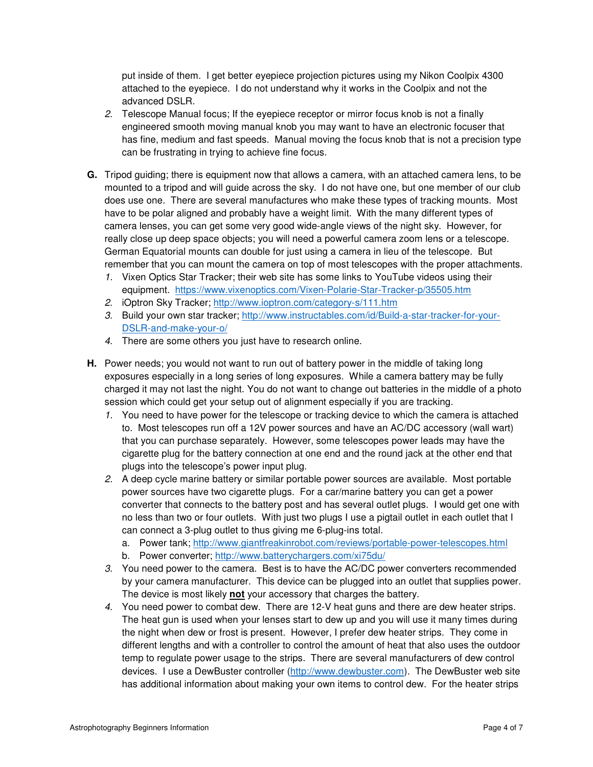put inside of them. I get better eyepiece projection pictures using my Nikon Coolpix 4300 attached to the eyepiece. I do not understand why it works in the Coolpix and not the advanced DSLR.

2. Telescope Manual focus; If the eyepiece receptor or mirror focus knob is not a finally engineered smooth moving manual knob you may want to have an electronic focuser that has fine, medium and fast speeds. Manual moving the focus knob that is not a precision type can be frustrating in trying to achieve fine focus.

**G.** Tripod guiding; there is equipment now that allows a camera, with an attached camera lens, to be mounted to a tripod and will guide across the sky. I do not have one, but one member of our club does use one. There are several manufactures who make these types of tracking mounts. Most have to be polar aligned and probably have a weight limit. With the many different types of camera lenses, you can get some very good wide-angle views of the night sky. However, for really close up deep space objects; you will need a powerful camera zoom lens or a telescope. German Equatorial mounts can double for just using a camera in lieu of the telescope. But remember that you can mount the camera on top of most telescopes with the proper attachments.

1. Vixen Optics Star Tracker; their web site has some links to YouTube videos using their equipment. https://www.vixenoptics.com/Vixen-Polarie-Star-Tracker-p/35505.htm
2. iOptron Sky Tracker; http://www.ioptron.com/category-s/111.htm
3. Build your own star tracker; http://www.instructables.com/id/Build-a-star-tracker-for-your-DSLR-and-make-your-o/
4. There are some others you just have to research online.

**H.** Power needs; you would not want to run out of battery power in the middle of taking long exposures especially in a long series of long exposures. While a camera battery may be fully charged it may not last the night. You do not want to change out batteries in the middle of a photo session which could get your setup out of alignment especially if you are tracking.

1. You need to have power for the telescope or tracking device to which the camera is attached to. Most telescopes run off a 12V power sources and have an AC/DC accessory (wall wart) that you can purchase separately. However, some telescopes power leads may have the cigarette plug for the battery connection at one end and the round jack at the other end that plugs into the telescope's power input plug.
2. A deep cycle marine battery or similar portable power sources are available. Most portable power sources have two cigarette plugs. For a car/marine battery you can get a power converter that connects to the battery post and has several outlet plugs. I would get one with no less than two or four outlets. With just two plugs I use a pigtail outlet in each outlet that I can connect a 3-plug outlet to thus giving me 6-plug-ins total.
   a. Power tank; http://www.giantfreakinrobot.com/reviews/portable-power-telescopes.html
   b. Power converter; http://www.batterychargers.com/xi75du/
3. You need power to the camera. Best is to have the AC/DC power converters recommended by your camera manufacturer. This device can be plugged into an outlet that supplies power. The device is most likely **<u>not</u>** your accessory that charges the battery.
4. You need power to combat dew. There are 12-V heat guns and there are dew heater strips. The heat gun is used when your lenses start to dew up and you will use it many times during the night when dew or frost is present. However, I prefer dew heater strips. They come in different lengths and with a controller to control the amount of heat that also uses the outdoor temp to regulate power usage to the strips. There are several manufacturers of dew control devices. I use a DewBuster controller (http://www.dewbuster.com). The DewBuster web site has additional information about making your own items to control dew. For the heater strips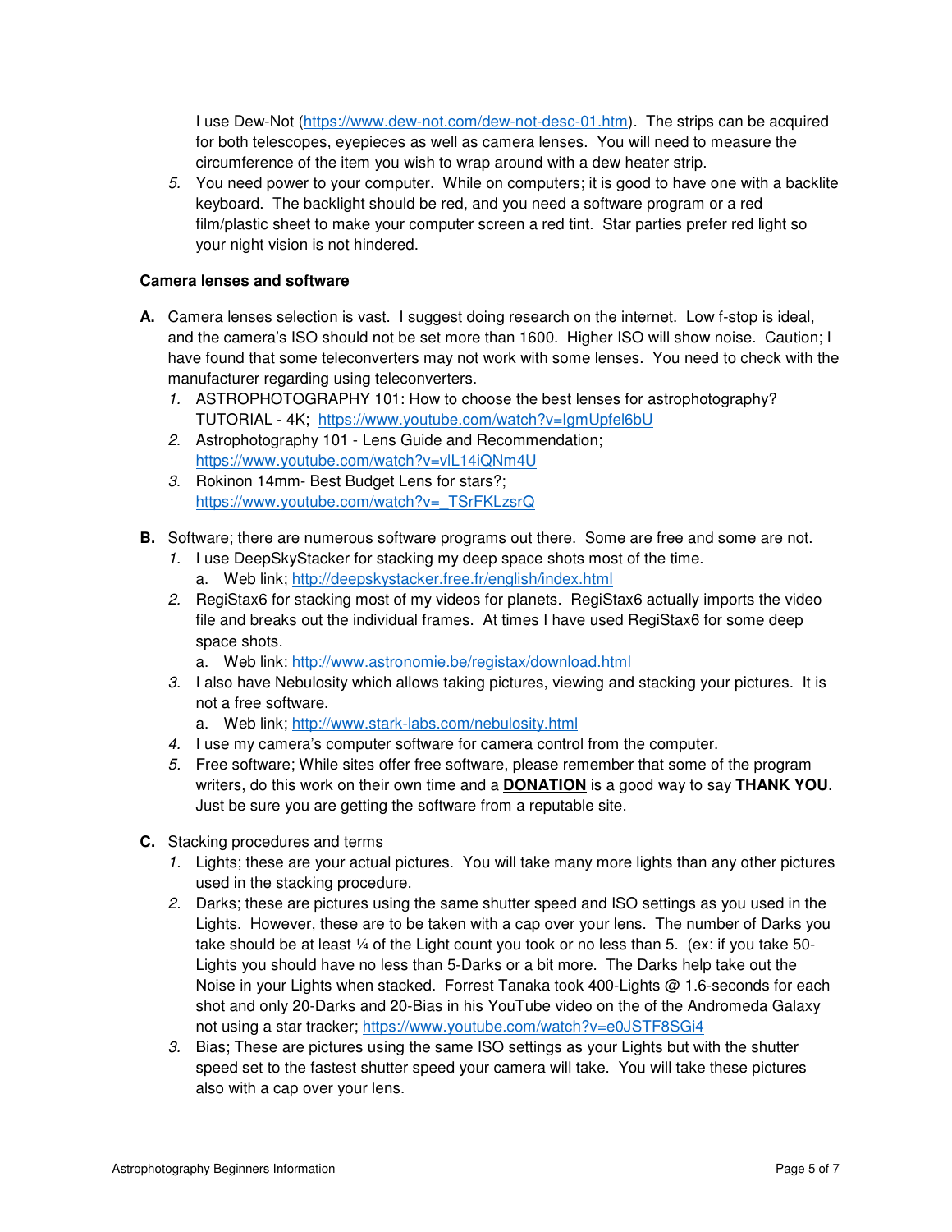I use Dew-Not (https://www.dew-not.com/dew-not-desc-01.htm). The strips can be acquired for both telescopes, eyepieces as well as camera lenses. You will need to measure the circumference of the item you wish to wrap around with a dew heater strip.

5. You need power to your computer. While on computers; it is good to have one with a backlite keyboard. The backlight should be red, and you need a software program or a red film/plastic sheet to make your computer screen a red tint. Star parties prefer red light so your night vision is not hindered.

**Camera lenses and software**

**A.** Camera lenses selection is vast. I suggest doing research on the internet. Low f-stop is ideal, and the camera's ISO should not be set more than 1600. Higher ISO will show noise. Caution; I have found that some teleconverters may not work with some lenses. You need to check with the manufacturer regarding using teleconverters.

1. ASTROPHOTOGRAPHY 101: How to choose the best lenses for astrophotography? TUTORIAL - 4K; https://www.youtube.com/watch?v=IgmUpfel6bU
2. Astrophotography 101 - Lens Guide and Recommendation; https://www.youtube.com/watch?v=vlL14iQNm4U
3. Rokinon 14mm- Best Budget Lens for stars?; https://www.youtube.com/watch?v=_TSrFKLzsrQ

**B.** Software; there are numerous software programs out there. Some are free and some are not.

1. I use DeepSkyStacker for stacking my deep space shots most of the time.
   a. Web link; http://deepskystacker.free.fr/english/index.html
2. RegiStax6 for stacking most of my videos for planets. RegiStax6 actually imports the video file and breaks out the individual frames. At times I have used RegiStax6 for some deep space shots.
   a. Web link: http://www.astronomie.be/registax/download.html
3. I also have Nebulosity which allows taking pictures, viewing and stacking your pictures. It is not a free software.
   a. Web link; http://www.stark-labs.com/nebulosity.html
4. I use my camera's computer software for camera control from the computer.
5. Free software; While sites offer free software, please remember that some of the program writers, do this work on their own time and a **<u>DONATION</u>** is a good way to say **THANK YOU**. Just be sure you are getting the software from a reputable site.

**C.** Stacking procedures and terms

1. Lights; these are your actual pictures. You will take many more lights than any other pictures used in the stacking procedure.
2. Darks; these are pictures using the same shutter speed and ISO settings as you used in the Lights. However, these are to be taken with a cap over your lens. The number of Darks you take should be at least ¼ of the Light count you took or no less than 5. (ex: if you take 50-Lights you should have no less than 5-Darks or a bit more. The Darks help take out the Noise in your Lights when stacked. Forrest Tanaka took 400-Lights @ 1.6-seconds for each shot and only 20-Darks and 20-Bias in his YouTube video on the of the Andromeda Galaxy not using a star tracker; https://www.youtube.com/watch?v=e0JSTF8SGi4
3. Bias; These are pictures using the same ISO settings as your Lights but with the shutter speed set to the fastest shutter speed your camera will take. You will take these pictures also with a cap over your lens.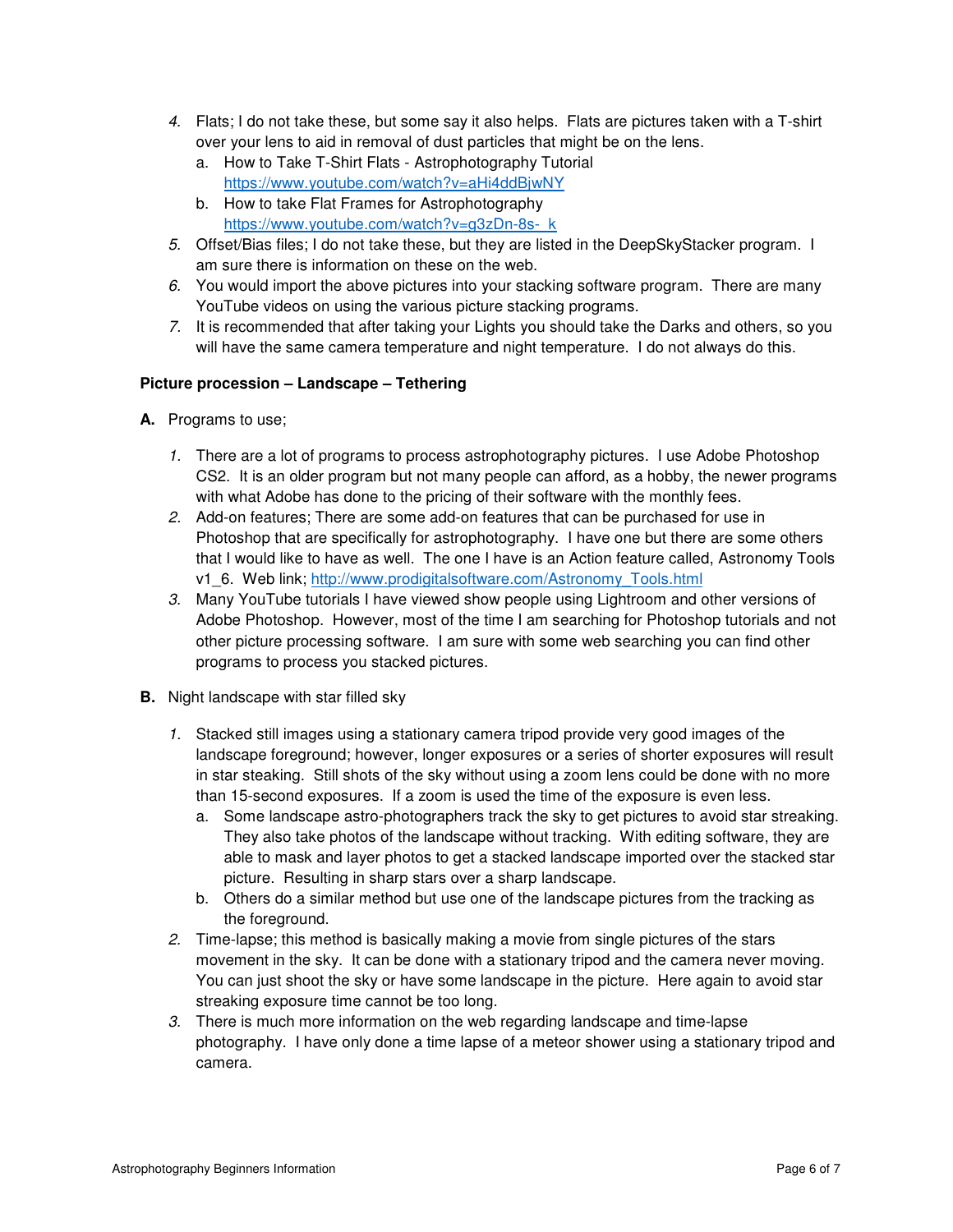4. Flats; I do not take these, but some say it also helps. Flats are pictures taken with a T-shirt over your lens to aid in removal of dust particles that might be on the lens.
   a. How to Take T-Shirt Flats - Astrophotography Tutorial https://www.youtube.com/watch?v=aHi4ddBjwNY
   b. How to take Flat Frames for Astrophotography https://www.youtube.com/watch?v=g3zDn-8s-_k
5. Offset/Bias files; I do not take these, but they are listed in the DeepSkyStacker program. I am sure there is information on these on the web.
6. You would import the above pictures into your stacking software program. There are many YouTube videos on using the various picture stacking programs.
7. It is recommended that after taking your Lights you should take the Darks and others, so you will have the same camera temperature and night temperature. I do not always do this.

**Picture procession – Landscape – Tethering**

**A.** Programs to use;

1. There are a lot of programs to process astrophotography pictures. I use Adobe Photoshop CS2. It is an older program but not many people can afford, as a hobby, the newer programs with what Adobe has done to the pricing of their software with the monthly fees.
2. Add-on features; There are some add-on features that can be purchased for use in Photoshop that are specifically for astrophotography. I have one but there are some others that I would like to have as well. The one I have is an Action feature called, Astronomy Tools v1_6. Web link; http://www.prodigitalsoftware.com/Astronomy_Tools.html
3. Many YouTube tutorials I have viewed show people using Lightroom and other versions of Adobe Photoshop. However, most of the time I am searching for Photoshop tutorials and not other picture processing software. I am sure with some web searching you can find other programs to process you stacked pictures.

**B.** Night landscape with star filled sky

1. Stacked still images using a stationary camera tripod provide very good images of the landscape foreground; however, longer exposures or a series of shorter exposures will result in star steaking. Still shots of the sky without using a zoom lens could be done with no more than 15-second exposures. If a zoom is used the time of the exposure is even less.
   a. Some landscape astro-photographers track the sky to get pictures to avoid star streaking. They also take photos of the landscape without tracking. With editing software, they are able to mask and layer photos to get a stacked landscape imported over the stacked star picture. Resulting in sharp stars over a sharp landscape.
   b. Others do a similar method but use one of the landscape pictures from the tracking as the foreground.
2. Time-lapse; this method is basically making a movie from single pictures of the stars movement in the sky. It can be done with a stationary tripod and the camera never moving. You can just shoot the sky or have some landscape in the picture. Here again to avoid star streaking exposure time cannot be too long.
3. There is much more information on the web regarding landscape and time-lapse photography. I have only done a time lapse of a meteor shower using a stationary tripod and camera.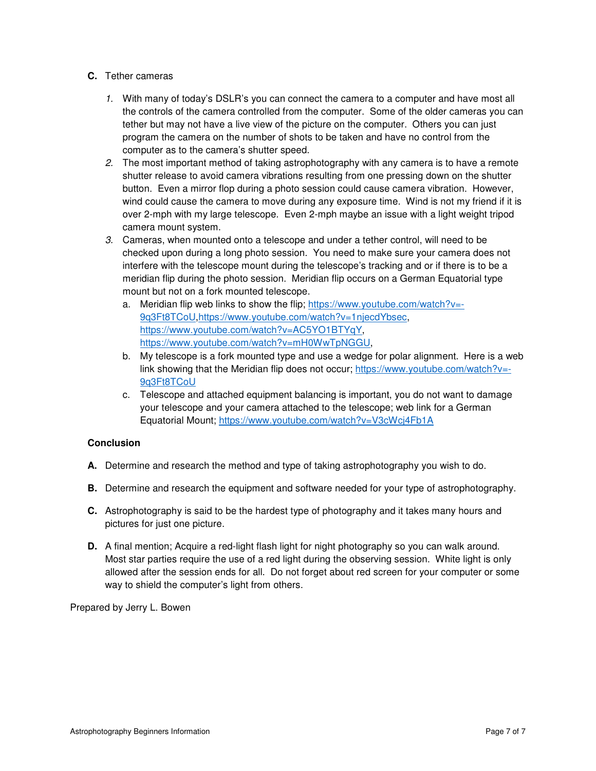**C.** Tether cameras

1. With many of today's DSLR's you can connect the camera to a computer and have most all the controls of the camera controlled from the computer. Some of the older cameras you can tether but may not have a live view of the picture on the computer. Others you can just program the camera on the number of shots to be taken and have no control from the computer as to the camera's shutter speed.
2. The most important method of taking astrophotography with any camera is to have a remote shutter release to avoid camera vibrations resulting from one pressing down on the shutter button. Even a mirror flop during a photo session could cause camera vibration. However, wind could cause the camera to move during any exposure time. Wind is not my friend if it is over 2-mph with my large telescope. Even 2-mph maybe an issue with a light weight tripod camera mount system.
3. Cameras, when mounted onto a telescope and under a tether control, will need to be checked upon during a long photo session. You need to make sure your camera does not interfere with the telescope mount during the telescope's tracking and or if there is to be a meridian flip during the photo session. Meridian flip occurs on a German Equatorial type mount but not on a fork mounted telescope.
   a. Meridian flip web links to show the flip; https://www.youtube.com/watch?v=-9q3Ft8TCoU,https://www.youtube.com/watch?v=1njecdYbsec, https://www.youtube.com/watch?v=AC5YO1BTYqY, https://www.youtube.com/watch?v=mH0WwTpNGGU,
   b. My telescope is a fork mounted type and use a wedge for polar alignment. Here is a web link showing that the Meridian flip does not occur; https://www.youtube.com/watch?v=-9q3Ft8TCoU
   c. Telescope and attached equipment balancing is important, you do not want to damage your telescope and your camera attached to the telescope; web link for a German Equatorial Mount; https://www.youtube.com/watch?v=V3cWcj4Fb1A

**Conclusion**

**A.** Determine and research the method and type of taking astrophotography you wish to do.

**B.** Determine and research the equipment and software needed for your type of astrophotography.

**C.** Astrophotography is said to be the hardest type of photography and it takes many hours and pictures for just one picture.

**D.** A final mention; Acquire a red-light flash light for night photography so you can walk around. Most star parties require the use of a red light during the observing session. White light is only allowed after the session ends for all. Do not forget about red screen for your computer or some way to shield the computer's light from others.

Prepared by Jerry L. Bowen